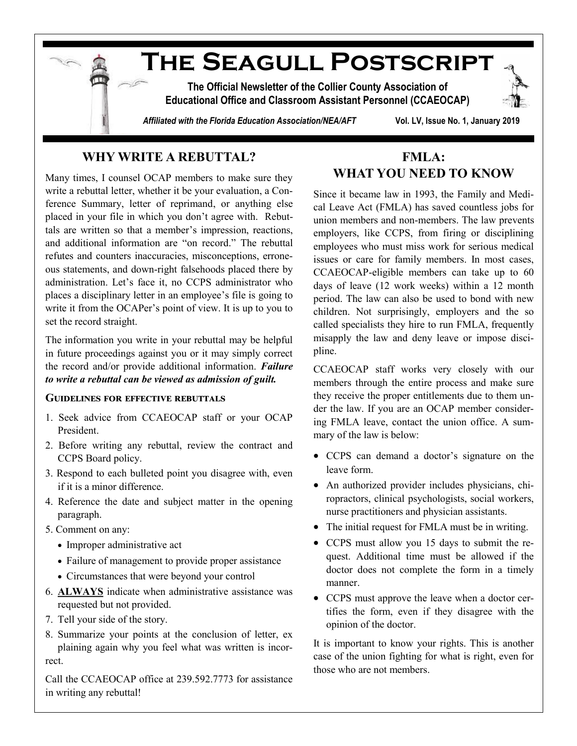# The Seagull Postscript

**The Official Newsletter of the Collier County Association of Educational Office and Classroom Assistant Personnel (CCAEOCAP)**

***Affiliated with the Florida Education Association/NEA/AFT*** **Vol. LV, Issue No. 1, January 2019**

## WHY WRITE A REBUTTAL?

Many times, I counsel OCAP members to make sure they write a rebuttal letter, whether it be your evaluation, a Conference Summary, letter of reprimand, or anything else placed in your file in which you don't agree with. Rebuttals are written so that a member's impression, reactions, and additional information are "on record." The rebuttal refutes and counters inaccuracies, misconceptions, erroneous statements, and down-right falsehoods placed there by administration. Let's face it, no CCPS administrator who places a disciplinary letter in an employee's file is going to write it from the OCAPer's point of view. It is up to you to set the record straight.

The information you write in your rebuttal may be helpful in future proceedings against you or it may simply correct the record and/or provide additional information. ***Failure to write a rebuttal can be viewed as admission of guilt.***

### Guidelines for effective rebuttals

1. Seek advice from CCAEOCAP staff or your OCAP President.
2. Before writing any rebuttal, review the contract and CCPS Board policy.
3. Respond to each bulleted point you disagree with, even if it is a minor difference.
4. Reference the date and subject matter in the opening paragraph.
5. Comment on any:
   - Improper administrative act
   - Failure of management to provide proper assistance
   - Circumstances that were beyond your control
6. **ALWAYS** indicate when administrative assistance was requested but not provided.
7. Tell your side of the story.
8. Summarize your points at the conclusion of letter, explaining again why you feel what was written is incorrect.

Call the CCAEOCAP office at 239.592.7773 for assistance in writing any rebuttal!

## FMLA: WHAT YOU NEED TO KNOW

Since it became law in 1993, the Family and Medical Leave Act (FMLA) has saved countless jobs for union members and non-members. The law prevents employers, like CCPS, from firing or disciplining employees who must miss work for serious medical issues or care for family members. In most cases, CCAEOCAP-eligible members can take up to 60 days of leave (12 work weeks) within a 12 month period. The law can also be used to bond with new children. Not surprisingly, employers and the so called specialists they hire to run FMLA, frequently misapply the law and deny leave or impose discipline.

CCAEOCAP staff works very closely with our members through the entire process and make sure they receive the proper entitlements due to them under the law. If you are an OCAP member considering FMLA leave, contact the union office. A summary of the law is below:

- CCPS can demand a doctor's signature on the leave form.
- An authorized provider includes physicians, chiropractors, clinical psychologists, social workers, nurse practitioners and physician assistants.
- The initial request for FMLA must be in writing.
- CCPS must allow you 15 days to submit the request. Additional time must be allowed if the doctor does not complete the form in a timely manner.
- CCPS must approve the leave when a doctor certifies the form, even if they disagree with the opinion of the doctor.

It is important to know your rights. This is another case of the union fighting for what is right, even for those who are not members.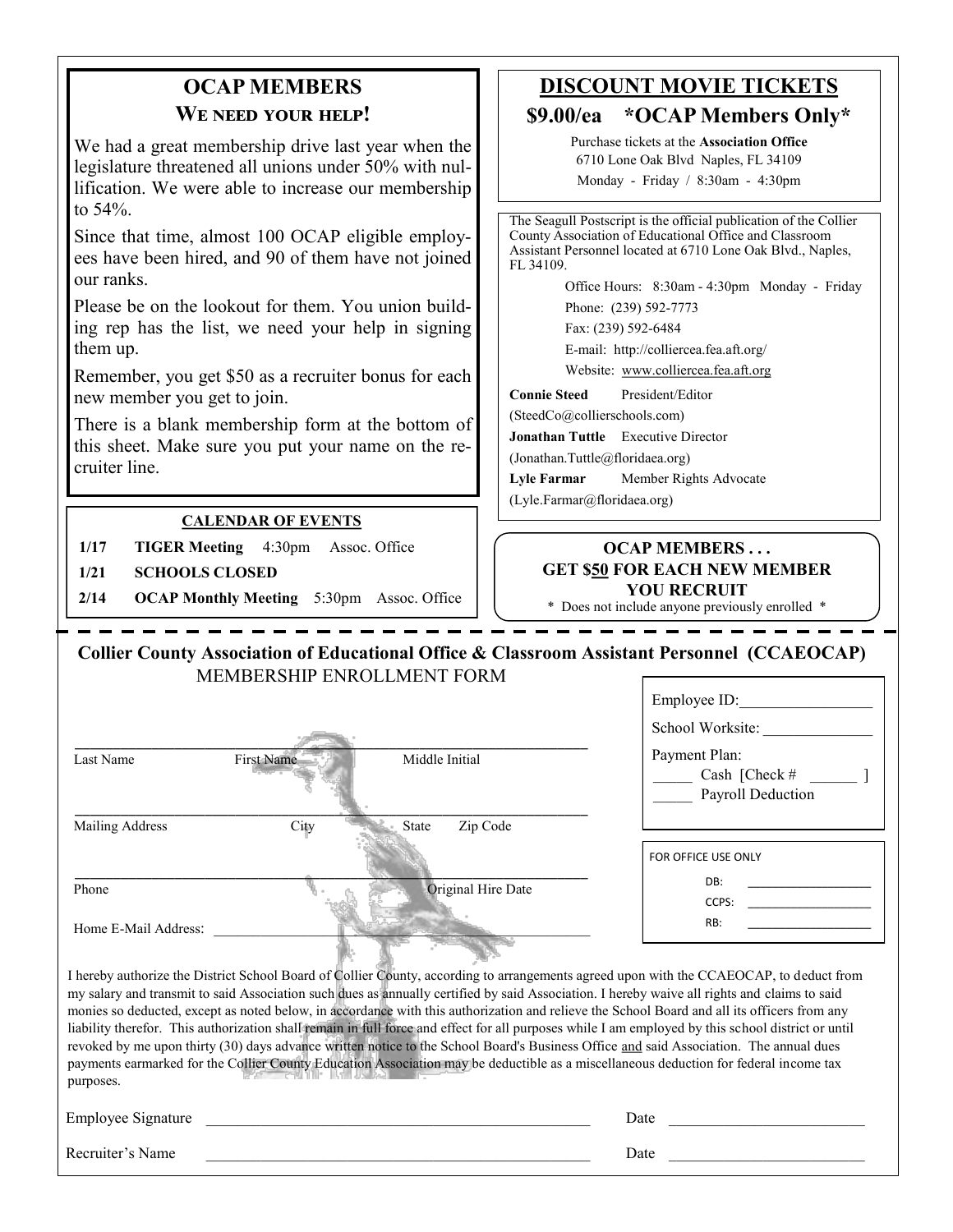## OCAP MEMBERS

### WE NEED YOUR HELP!

We had a great membership drive last year when the legislature threatened all unions under 50% with nullification. We were able to increase our membership to 54%.

Since that time, almost 100 OCAP eligible employees have been hired, and 90 of them have not joined our ranks.

Please be on the lookout for them. You union building rep has the list, we need your help in signing them up.

Remember, you get $50 as a recruiter bonus for each new member you get to join.

There is a blank membership form at the bottom of this sheet. Make sure you put your name on the recruiter line.

**CALENDAR OF EVENTS**

| | | |
|---|---|---|
| **1/17** | **TIGER Meeting** 4:30pm Assoc. Office | |
| **1/21** | **SCHOOLS CLOSED** | |
| **2/14** | **OCAP Monthly Meeting** 5:30pm Assoc. Office | |

## DISCOUNT MOVIE TICKETS

### $9.00/ea *OCAP Members Only*

Purchase tickets at the **Association Office**
6710 Lone Oak Blvd Naples, FL 34109
Monday - Friday / 8:30am - 4:30pm

The Seagull Postscript is the official publication of the Collier County Association of Educational Office and Classroom Assistant Personnel located at 6710 Lone Oak Blvd., Naples, FL 34109.

Office Hours: 8:30am - 4:30pm Monday - Friday
Phone: (239) 592-7773
Fax: (239) 592-6484
E-mail: http://colliercea.fea.aft.org/
Website: www.colliercea.fea.aft.org

**Connie Steed** President/Editor
(SteedCo@collierschools.com)
**Jonathan Tuttle** Executive Director
(Jonathan.Tuttle@floridaea.org)
**Lyle Farmar** Member Rights Advocate
(Lyle.Farmar@floridaea.org)

**OCAP MEMBERS . . .**
**GET $50 FOR EACH NEW MEMBER YOU RECRUIT**
* Does not include anyone previously enrolled *

---

## Collier County Association of Educational Office & Classroom Assistant Personnel (CCAEOCAP)

MEMBERSHIP ENROLLMENT FORM

Employee ID:________________

School Worksite: ______________

Payment Plan:
_____ Cash [Check # ______ ]
_____ Payroll Deduction

______________________________________________
Last Name First Name Middle Initial

______________________________________________
Mailing Address City State Zip Code

______________________________________________
Phone Original Hire Date

Home E-Mail Address: ______________________________

FOR OFFICE USE ONLY

DB: ________________
CCPS: ________________
RB: ________________

I hereby authorize the District School Board of Collier County, according to arrangements agreed upon with the CCAEOCAP, to deduct from my salary and transmit to said Association such dues as annually certified by said Association. I hereby waive all rights and claims to said monies so deducted, except as noted below, in accordance with this authorization and relieve the School Board and all its officers from any liability therefor. This authorization shall remain in full force and effect for all purposes while I am employed by this school district or until revoked by me upon thirty (30) days advance written notice to the School Board's Business Office and said Association. The annual dues payments earmarked for the Collier County Education Association may be deductible as a miscellaneous deduction for federal income tax purposes.

Employee Signature ______________________________ Date ________________

Recruiter's Name ______________________________ Date ________________